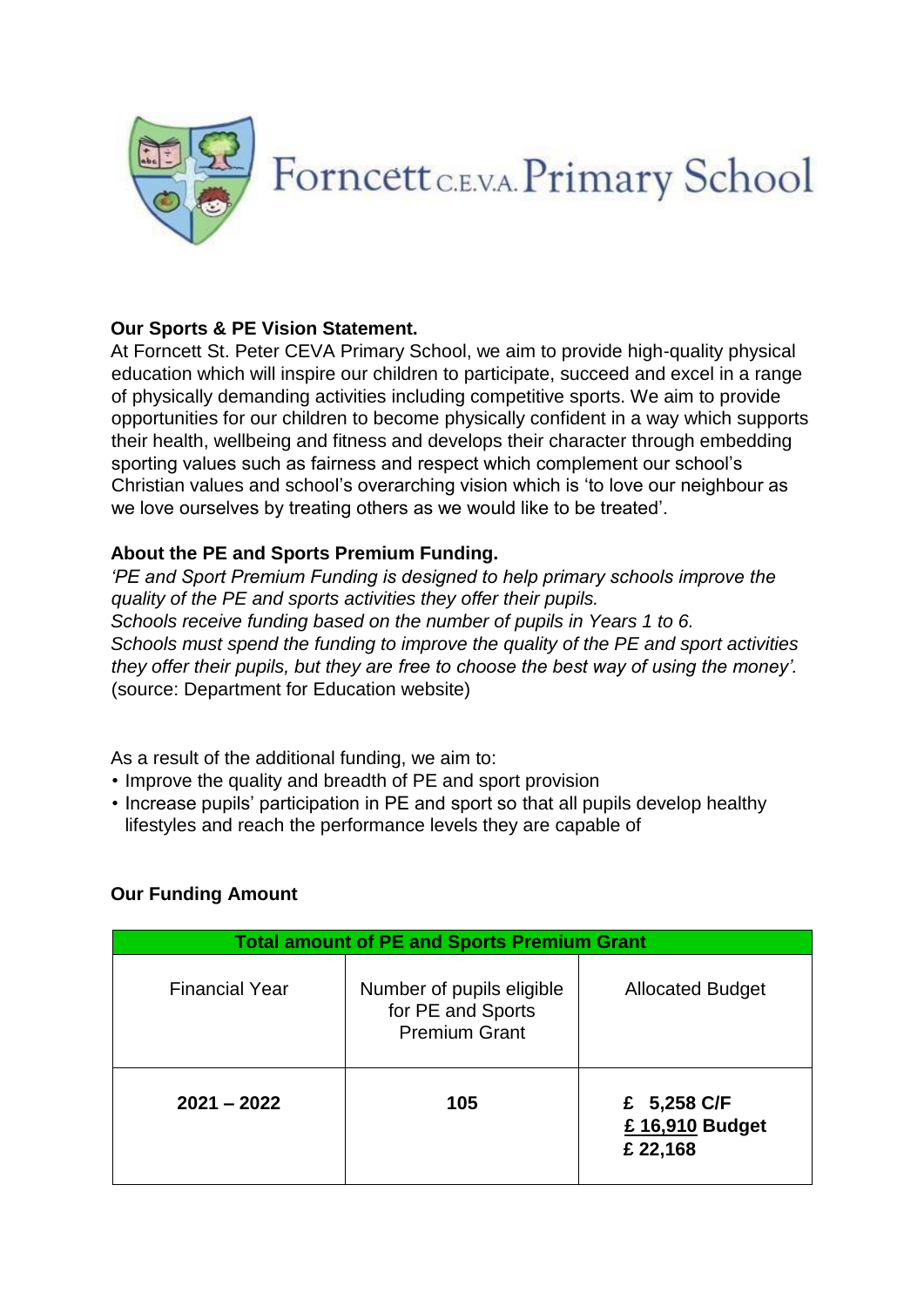# Forncett C.E.V.A. Primary School

**Our Sports & PE Vision Statement.**

At Forncett St. Peter CEVA Primary School, we aim to provide high-quality physical education which will inspire our children to participate, succeed and excel in a range of physically demanding activities including competitive sports. We aim to provide opportunities for our children to become physically confident in a way which supports their health, wellbeing and fitness and develops their character through embedding sporting values such as fairness and respect which complement our school's Christian values and school's overarching vision which is 'to love our neighbour as we love ourselves by treating others as we would like to be treated'.

**About the PE and Sports Premium Funding.**

*'PE and Sport Premium Funding is designed to help primary schools improve the quality of the PE and sports activities they offer their pupils.*
*Schools receive funding based on the number of pupils in Years 1 to 6.*
*Schools must spend the funding to improve the quality of the PE and sport activities they offer their pupils, but they are free to choose the best way of using the money'.*
(source: Department for Education website)

As a result of the additional funding, we aim to:

- Improve the quality and breadth of PE and sport provision
- Increase pupils' participation in PE and sport so that all pupils develop healthy lifestyles and reach the performance levels they are capable of

**Our Funding Amount**

| Total amount of PE and Sports Premium Grant | | |
|---|---|---|
| Financial Year | Number of pupils eligible for PE and Sports Premium Grant | Allocated Budget |
| **2021 – 2022** | **105** | **£ 5,258 C/F**<br>**£ 16,910 Budget**<br>**£ 22,168** |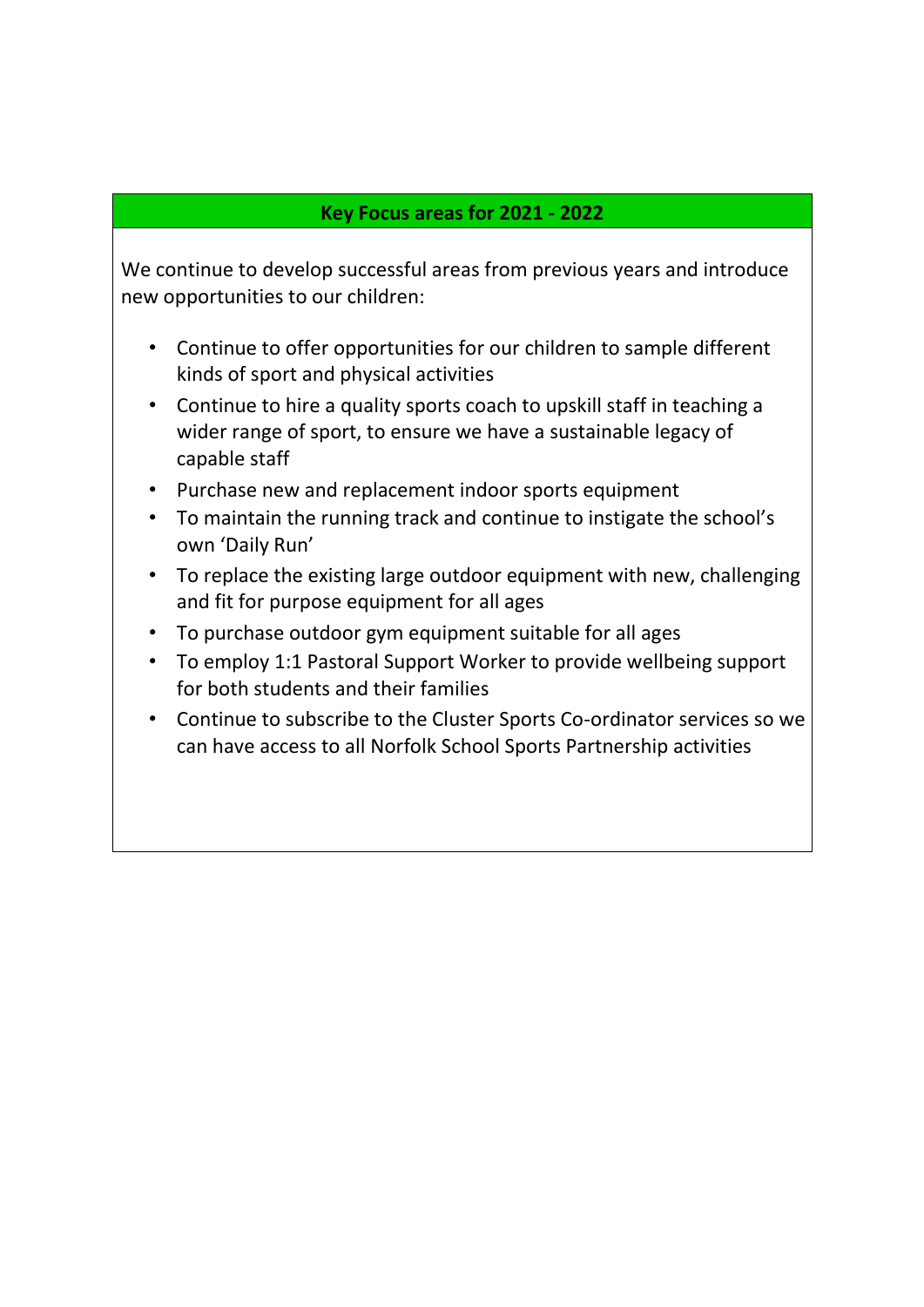## Key Focus areas for 2021 - 2022

We continue to develop successful areas from previous years and introduce new opportunities to our children:

- Continue to offer opportunities for our children to sample different kinds of sport and physical activities
- Continue to hire a quality sports coach to upskill staff in teaching a wider range of sport, to ensure we have a sustainable legacy of capable staff
- Purchase new and replacement indoor sports equipment
- To maintain the running track and continue to instigate the school's own 'Daily Run'
- To replace the existing large outdoor equipment with new, challenging and fit for purpose equipment for all ages
- To purchase outdoor gym equipment suitable for all ages
- To employ 1:1 Pastoral Support Worker to provide wellbeing support for both students and their families
- Continue to subscribe to the Cluster Sports Co-ordinator services so we can have access to all Norfolk School Sports Partnership activities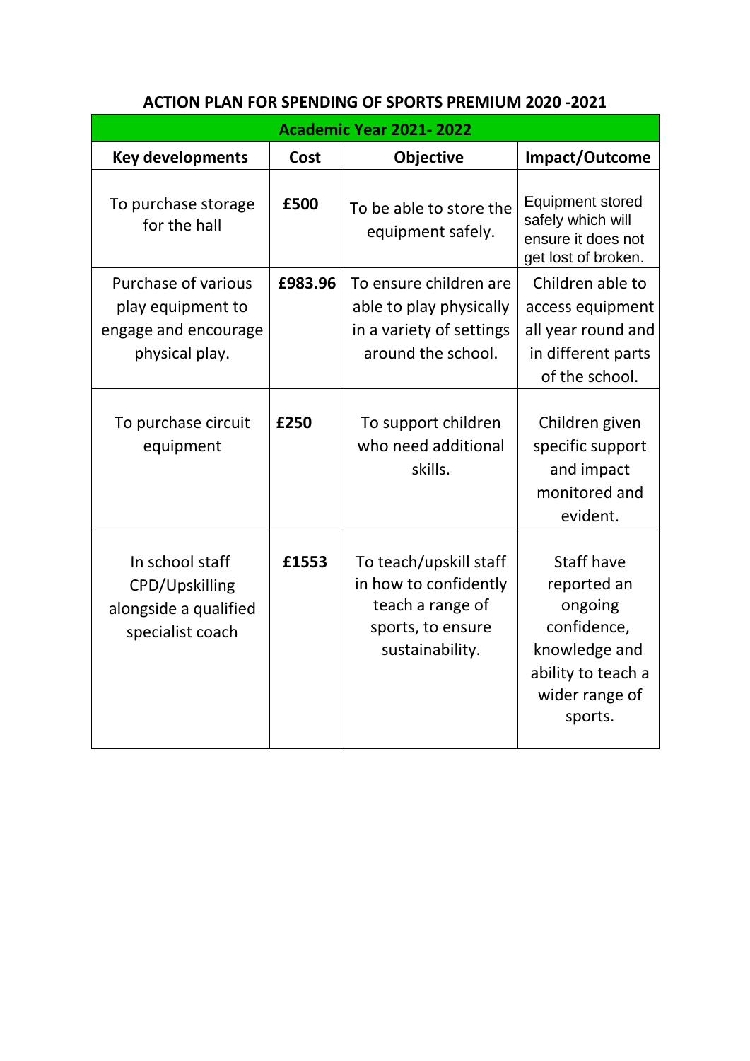# ACTION PLAN FOR SPENDING OF SPORTS PREMIUM 2020 -2021

| **Academic Year 2021- 2022** | | | |
|---|---|---|---|
| **Key developments** | **Cost** | **Objective** | **Impact/Outcome** |
| To purchase storage for the hall | **£500** | To be able to store the equipment safely. | Equipment stored safely which will ensure it does not get lost of broken. |
| Purchase of various play equipment to engage and encourage physical play. | **£983.96** | To ensure children are able to play physically in a variety of settings around the school. | Children able to access equipment all year round and in different parts of the school. |
| To purchase circuit equipment | **£250** | To support children who need additional skills. | Children given specific support and impact monitored and evident. |
| In school staff CPD/Upskilling alongside a qualified specialist coach | **£1553** | To teach/upskill staff in how to confidently teach a range of sports, to ensure sustainability. | Staff have reported an ongoing confidence, knowledge and ability to teach a wider range of sports. |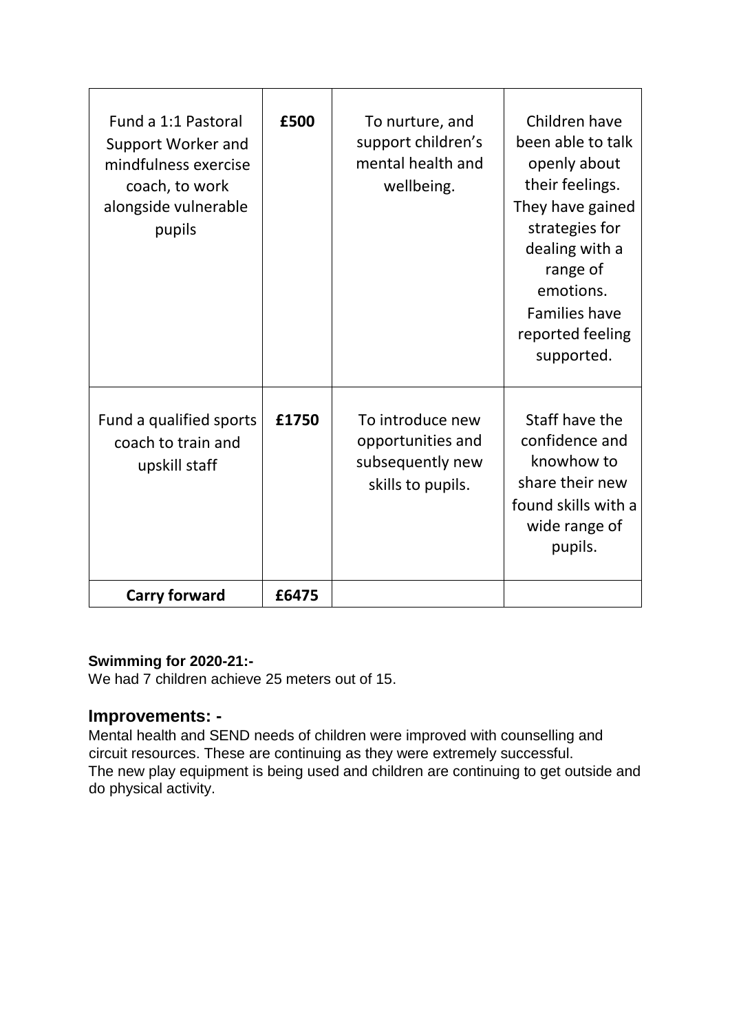| | | | |
|---|---|---|---|
| Fund a 1:1 Pastoral Support Worker and mindfulness exercise coach, to work alongside vulnerable pupils | **£500** | To nurture, and support children's mental health and wellbeing. | Children have been able to talk openly about their feelings. They have gained strategies for dealing with a range of emotions. Families have reported feeling supported. |
| Fund a qualified sports coach to train and upskill staff | **£1750** | To introduce new opportunities and subsequently new skills to pupils. | Staff have the confidence and knowhow to share their new found skills with a wide range of pupils. |
| **Carry forward** | **£6475** | | |

**Swimming for 2020-21:-**

We had 7 children achieve 25 meters out of 15.

## Improvements: -

Mental health and SEND needs of children were improved with counselling and circuit resources. These are continuing as they were extremely successful.

The new play equipment is being used and children are continuing to get outside and do physical activity.